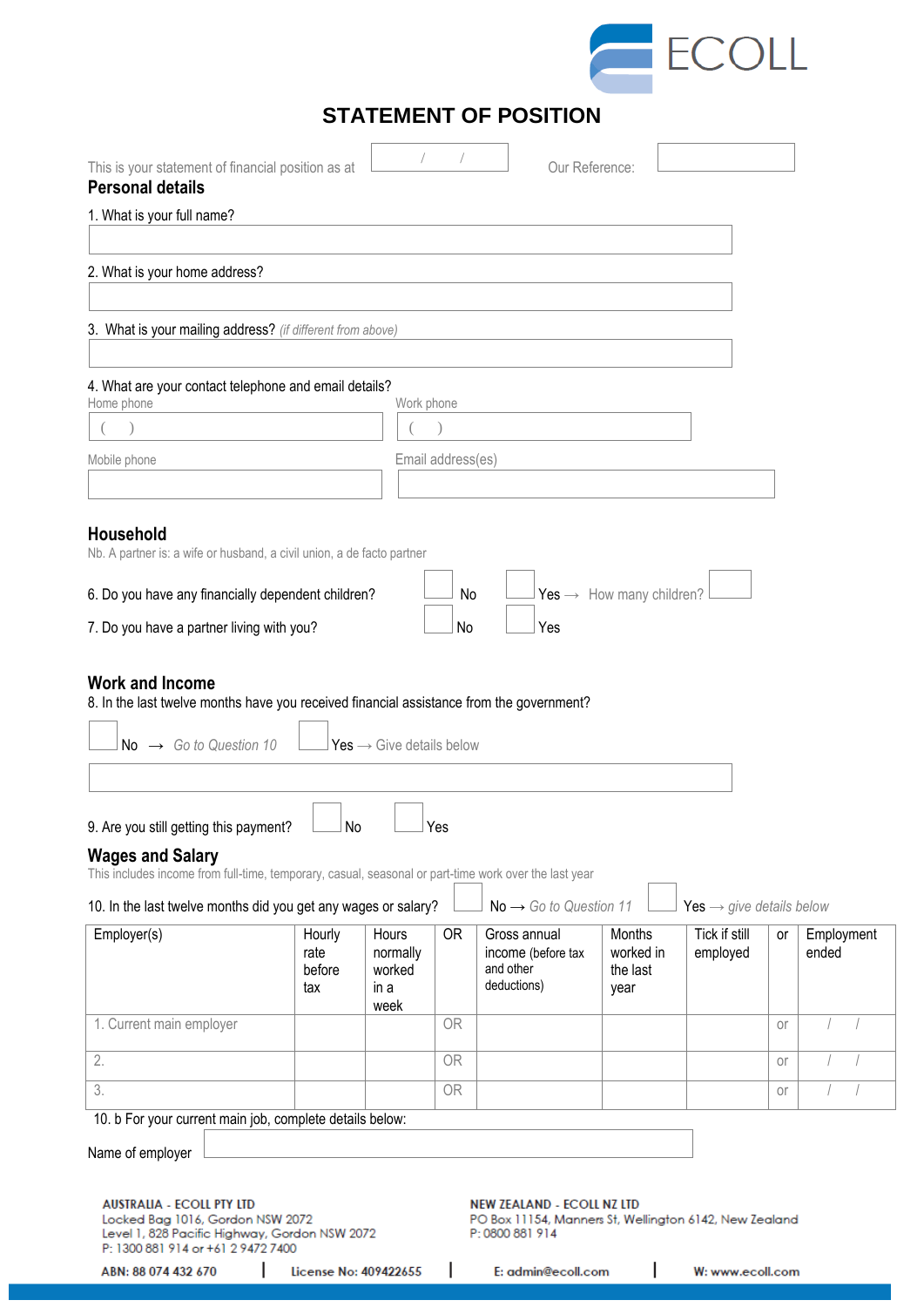ECOLL

# STATEMENT OF POSITION

This is your statement of financial position as at / / Our Reference:

## Personal details

1. What is your full name?

2. What is your home address?

3. What is your mailing address? *(if different from above)*

4. What are your contact telephone and email details?

Home phone ( ) Work phone ( )

Mobile phone Email address(es)

## Household

Nb. A partner is: a wife or husband, a civil union, a de facto partner

6. Do you have any financially dependent children? No Yes → How many children?

7. Do you have a partner living with you? No Yes

## Work and Income

8. In the last twelve months have you received financial assistance from the government?

No → *Go to Question 10* Yes → Give details below

9. Are you still getting this payment? No Yes

## Wages and Salary

This includes income from full-time, temporary, casual, seasonal or part-time work over the last year

10. In the last twelve months did you get any wages or salary? No → *Go to Question 11* Yes → *give details below*

| Employer(s) | Hourly rate before tax | Hours normally worked in a week | OR | Gross annual income (before tax and other deductions) | Months worked in the last year | Tick if still employed | or | Employment ended |
|---|---|---|---|---|---|---|---|---|
| 1. Current main employer | | | OR | | | | or | / / |
| 2. | | | OR | | | | or | / / |
| 3. | | | OR | | | | or | / / |

10. b For your current main job, complete details below:

Name of employer

**AUSTRALIA - ECOLL PTY LTD**
Locked Bag 1016, Gordon NSW 2072
Level 1, 828 Pacific Highway, Gordon NSW 2072
P: 1300 881 914 or +61 2 9472 7400

**NEW ZEALAND - ECOLL NZ LTD**
PO Box 11154, Manners St, Wellington 6142, New Zealand
P: 0800 881 914

ABN: 88 074 432 670 | License No: 409422655 | E: admin@ecoll.com | W: www.ecoll.com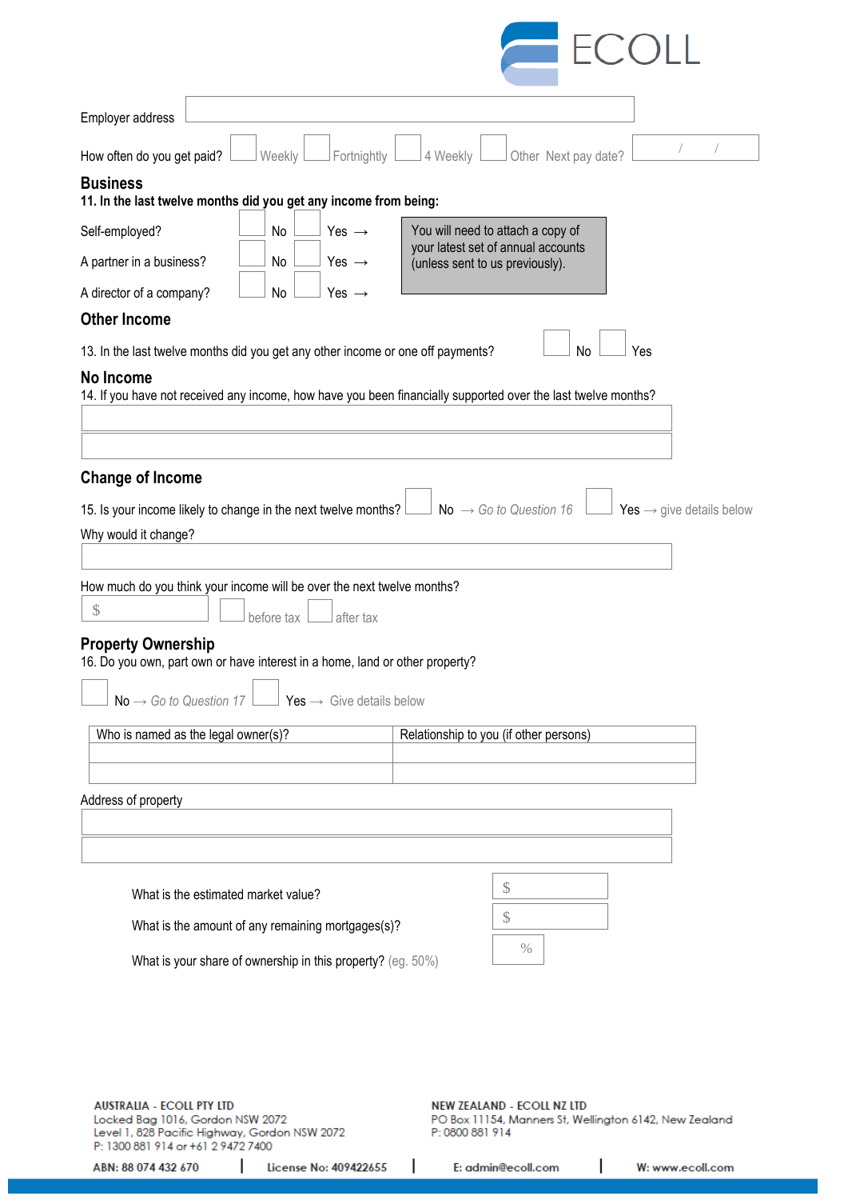Employer address

How often do you get paid? ☐ Weekly ☐ Fortnightly ☐ 4 Weekly ☐ Other Next pay date? / /

## Business

**11. In the last twelve months did you get any income from being:**

Self-employed? ☐ No ☐ Yes →

A partner in a business? ☐ No ☐ Yes →

A director of a company? ☐ No ☐ Yes →

You will need to attach a copy of your latest set of annual accounts (unless sent to us previously).

## Other Income

13. In the last twelve months did you get any other income or one off payments? ☐ No ☐ Yes

## No Income

14. If you have not received any income, how have you been financially supported over the last twelve months?

## Change of Income

15. Is your income likely to change in the next twelve months? ☐ No → *Go to Question 16* ☐ Yes → give details below

Why would it change?

How much do you think your income will be over the next twelve months?

$ ☐ before tax ☐ after tax

## Property Ownership

16. Do you own, part own or have interest in a home, land or other property?

☐ No → *Go to Question 17* ☐ Yes → Give details below

| Who is named as the legal owner(s)? | Relationship to you (if other persons) |
|---|---|
| | |
| | |

Address of property

What is the estimated market value? $

What is the amount of any remaining mortgages(s)? $

What is your share of ownership in this property? (eg. 50%) %

**AUSTRALIA - ECOLL PTY LTD**
Locked Bag 1016, Gordon NSW 2072
Level 1, 828 Pacific Highway, Gordon NSW 2072
P: 1300 881 914 or +61 2 9472 7400

**NEW ZEALAND - ECOLL NZ LTD**
PO Box 11154, Manners St, Wellington 6142, New Zealand
P: 0800 881 914

ABN: 88 074 432 670 | License No: 409422655 | E: admin@ecoll.com | W: www.ecoll.com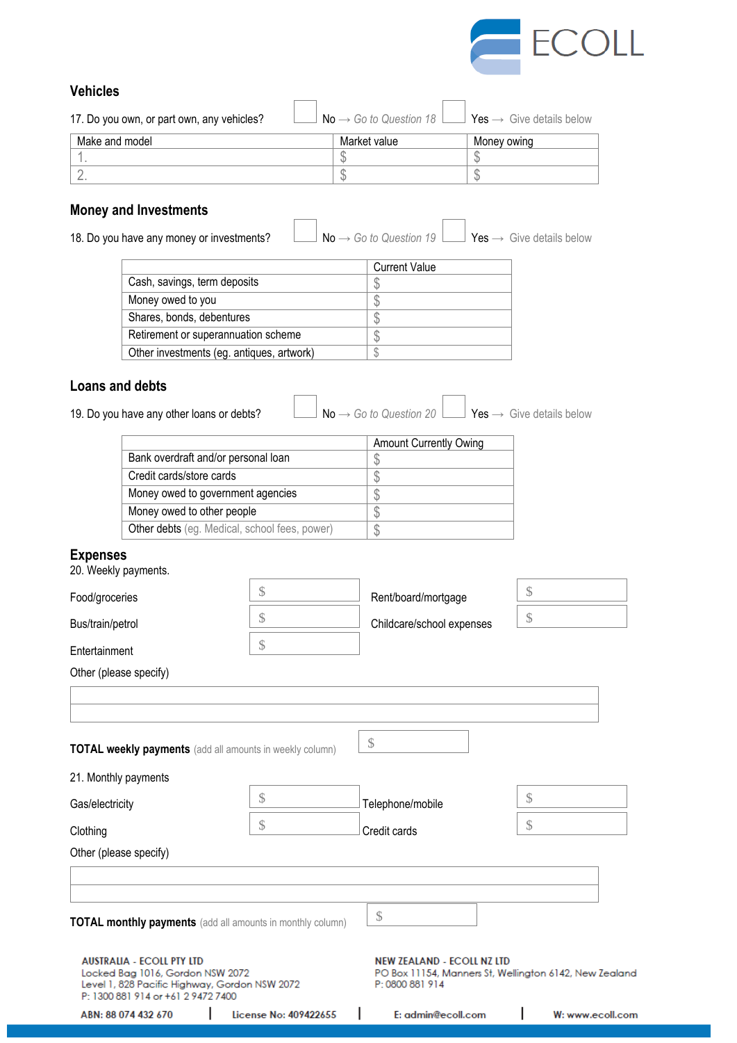## Vehicles

17. Do you own, or part own, any vehicles? ☐ No → *Go to Question 18* ☐ Yes → Give details below

| Make and model | Market value | Money owing |
|---|---|---|
| 1. | $ | $ |
| 2. | $ | $ |

## Money and Investments

18. Do you have any money or investments? ☐ No → *Go to Question 19* ☐ Yes → Give details below

| | Current Value |
|---|---|
| Cash, savings, term deposits | $ |
| Money owed to you | $ |
| Shares, bonds, debentures | $ |
| Retirement or superannuation scheme | $ |
| Other investments (eg. antiques, artwork) | $ |

## Loans and debts

19. Do you have any other loans or debts? ☐ No → *Go to Question 20* ☐ Yes → Give details below

| | Amount Currently Owing |
|---|---|
| Bank overdraft and/or personal loan | $ |
| Credit cards/store cards | $ |
| Money owed to government agencies | $ |
| Money owed to other people | $ |
| Other debts (eg. Medical, school fees, power) | $ |

## Expenses

20. Weekly payments.

| | | | |
|---|---|---|---|
| Food/groceries | $ | Rent/board/mortgage | $ |
| Bus/train/petrol | $ | Childcare/school expenses | $ |
| Entertainment | $ | | |

Other (please specify)

| |
|---|
| |
| |

**TOTAL weekly payments** (add all amounts in weekly column) $

21. Monthly payments

| | | | |
|---|---|---|---|
| Gas/electricity | $ | Telephone/mobile | $ |
| Clothing | $ | Credit cards | $ |

Other (please specify)

| |
|---|
| |
| |

**TOTAL monthly payments** (add all amounts in monthly column) $

**AUSTRALIA - ECOLL PTY LTD**
Locked Bag 1016, Gordon NSW 2072
Level 1, 828 Pacific Highway, Gordon NSW 2072
P: 1300 881 914 or +61 2 9472 7400

**NEW ZEALAND - ECOLL NZ LTD**
PO Box 11154, Manners St, Wellington 6142, New Zealand
P: 0800 881 914

ABN: 88 074 432 670 | License No: 409422655 | E: admin@ecoll.com | W: www.ecoll.com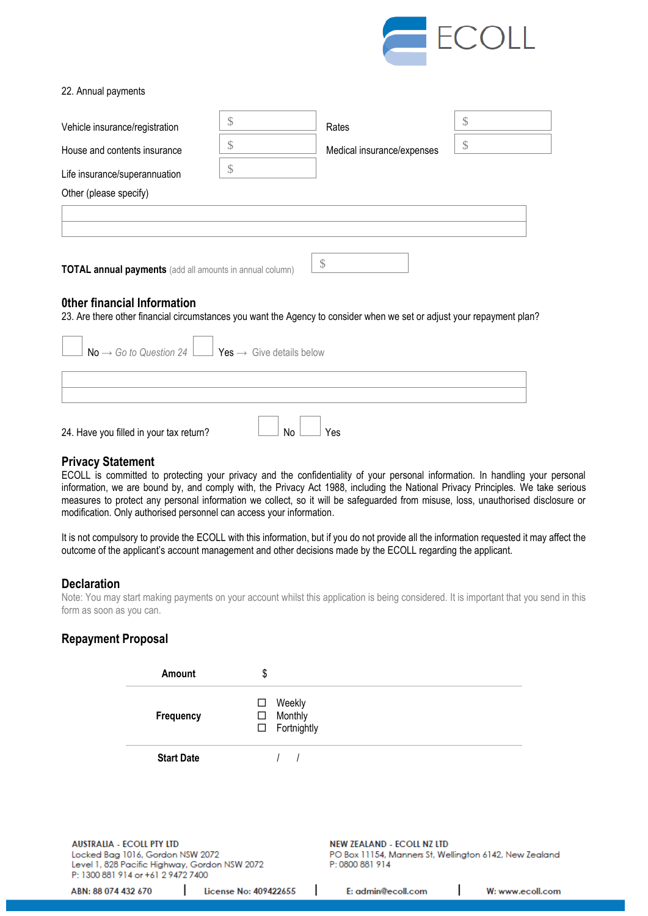22. Annual payments

| | | | |
|---|---|---|---|
| Vehicle insurance/registration | $ | Rates | $ |
| House and contents insurance | $ | Medical insurance/expenses | $ |
| Life insurance/superannuation | $ | | |

Other (please specify)

| |
|---|
| |
| |

**TOTAL annual payments** (add all amounts in annual column) $

## Other financial Information

23. Are there other financial circumstances you want the Agency to consider when we set or adjust your repayment plan?

☐ No → *Go to Question 24* ☐ Yes → Give details below

| |
|---|
| |
| |

24. Have you filled in your tax return? ☐ No ☐ Yes

## Privacy Statement

ECOLL is committed to protecting your privacy and the confidentiality of your personal information. In handling your personal information, we are bound by, and comply with, the Privacy Act 1988, including the National Privacy Principles. We take serious measures to protect any personal information we collect, so it will be safeguarded from misuse, loss, unauthorised disclosure or modification. Only authorised personnel can access your information.

It is not compulsory to provide the ECOLL with this information, but if you do not provide all the information requested it may affect the outcome of the applicant's account management and other decisions made by the ECOLL regarding the applicant.

## Declaration

Note: You may start making payments on your account whilst this application is being considered. It is important that you send in this form as soon as you can.

## Repayment Proposal

| | |
|---|---|
| **Amount** | $ |
| **Frequency** | ☐ Weekly<br>☐ Monthly<br>☐ Fortnightly |
| **Start Date** | / / |

**AUSTRALIA - ECOLL PTY LTD**
Locked Bag 1016, Gordon NSW 2072
Level 1, 828 Pacific Highway, Gordon NSW 2072
P: 1300 881 914 or +61 2 9472 7400

**NEW ZEALAND - ECOLL NZ LTD**
PO Box 11154, Manners St, Wellington 6142, New Zealand
P: 0800 881 914

**ABN: 88 074 432 670** | **License No: 409422655** | **E: admin@ecoll.com** | **W: www.ecoll.com**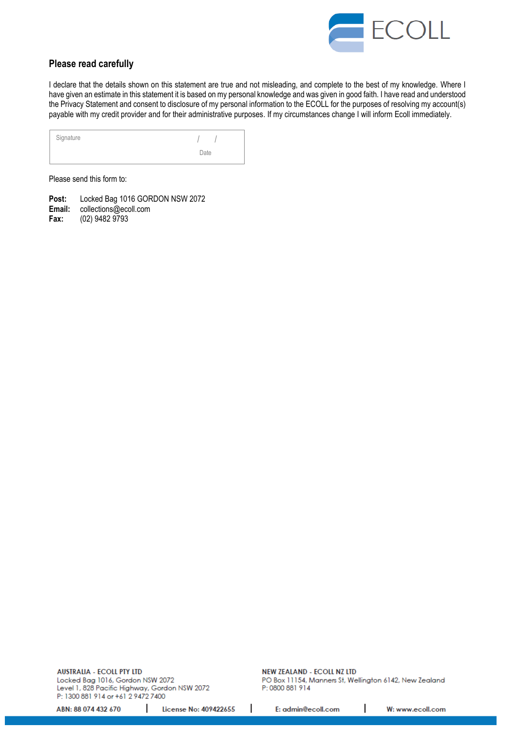ECOLL

## Please read carefully

I declare that the details shown on this statement are true and not misleading, and complete to the best of my knowledge. Where I have given an estimate in this statement it is based on my personal knowledge and was given in good faith. I have read and understood the Privacy Statement and consent to disclosure of my personal information to the ECOLL for the purposes of resolving my account(s) payable with my credit provider and for their administrative purposes. If my circumstances change I will inform Ecoll immediately.

| Signature | / / Date |
|---|---|
| | |

Please send this form to:

**Post:** Locked Bag 1016 GORDON NSW 2072
**Email:** collections@ecoll.com
**Fax:** (02) 9482 9793

**AUSTRALIA - ECOLL PTY LTD**
Locked Bag 1016, Gordon NSW 2072
Level 1, 828 Pacific Highway, Gordon NSW 2072
P: 1300 881 914 or +61 2 9472 7400

**NEW ZEALAND - ECOLL NZ LTD**
PO Box 11154, Manners St, Wellington 6142, New Zealand
P: 0800 881 914

**ABN: 88 074 432 670** | **License No: 409422655** | **E: admin@ecoll.com** | **W: www.ecoll.com**